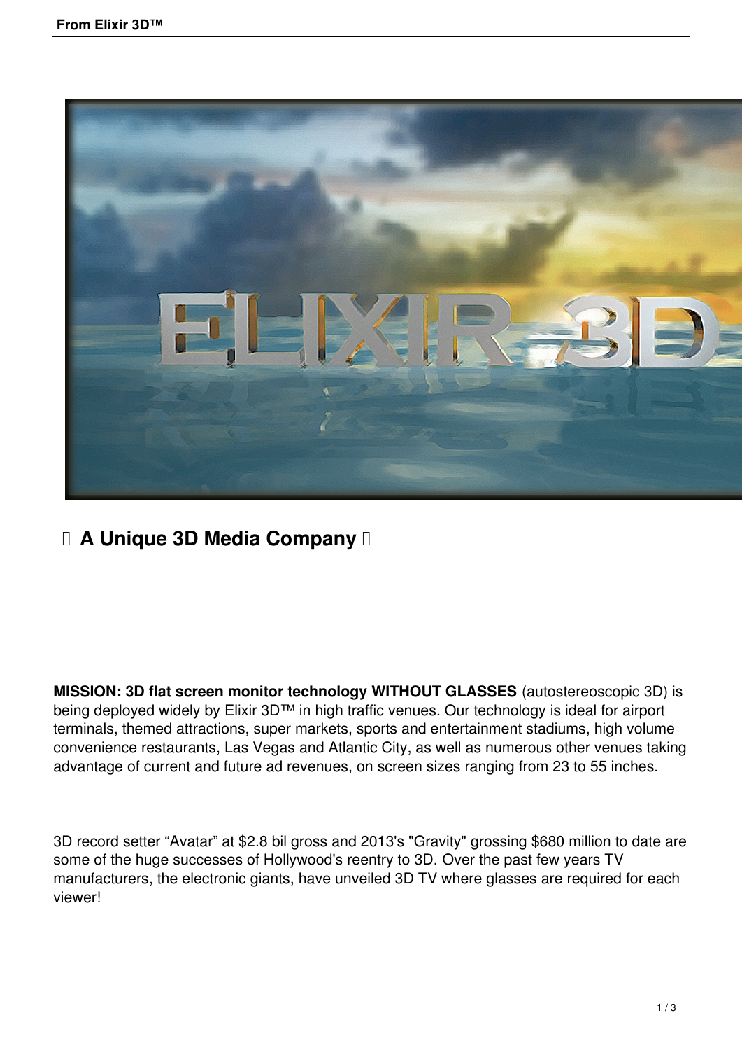## A Unique 3D Media Company

**MISSION: 3D flat screen monitor technology WITHOUT GLASSES** (autostereoscopic 3D) is being deployed widely by Elixir 3D™ in high traffic venues. Our technology is ideal for airport terminals, themed attractions, super markets, sports and entertainment stadiums, high volume convenience restaurants, Las Vegas and Atlantic City, as well as numerous other venues taking advantage of current and future ad revenues, on screen sizes ranging from 23 to 55 inches.

3D record setter "Avatar" at $2.8 bil gross and 2013's "Gravity" grossing $680 million to date are some of the huge successes of Hollywood's reentry to 3D. Over the past few years TV manufacturers, the electronic giants, have unveiled 3D TV where glasses are required for each viewer!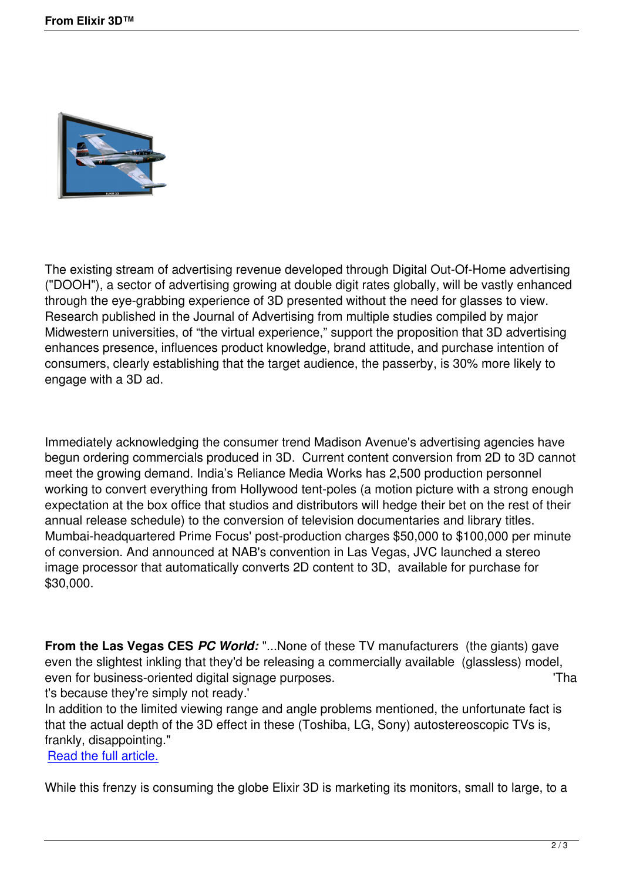The existing stream of advertising revenue developed through Digital Out-Of-Home advertising ("DOOH"), a sector of advertising growing at double digit rates globally, will be vastly enhanced through the eye-grabbing experience of 3D presented without the need for glasses to view. Research published in the Journal of Advertising from multiple studies compiled by major Midwestern universities, of “the virtual experience,” support the proposition that 3D advertising enhances presence, influences product knowledge, brand attitude, and purchase intention of consumers, clearly establishing that the target audience, the passerby, is 30% more likely to engage with a 3D ad.

Immediately acknowledging the consumer trend Madison Avenue's advertising agencies have begun ordering commercials produced in 3D. Current content conversion from 2D to 3D cannot meet the growing demand. India’s Reliance Media Works has 2,500 production personnel working to convert everything from Hollywood tent-poles (a motion picture with a strong enough expectation at the box office that studios and distributors will hedge their bet on the rest of their annual release schedule) to the conversion of television documentaries and library titles. Mumbai-headquartered Prime Focus' post-production charges $50,000 to $100,000 per minute of conversion. And announced at NAB's convention in Las Vegas, JVC launched a stereo image processor that automatically converts 2D content to 3D, available for purchase for $30,000.

**From the Las Vegas CES *PC World:*** "...None of these TV manufacturers (the giants) gave even the slightest inkling that they'd be releasing a commercially available (glassless) model, even for business-oriented digital signage purposes. 'That's because they're simply not ready.'
In addition to the limited viewing range and angle problems mentioned, the unfortunate fact is that the actual depth of the 3D effect in these (Toshiba, LG, Sony) autostereoscopic TVs is, frankly, disappointing."
Read the full article.

While this frenzy is consuming the globe Elixir 3D is marketing its monitors, small to large, to a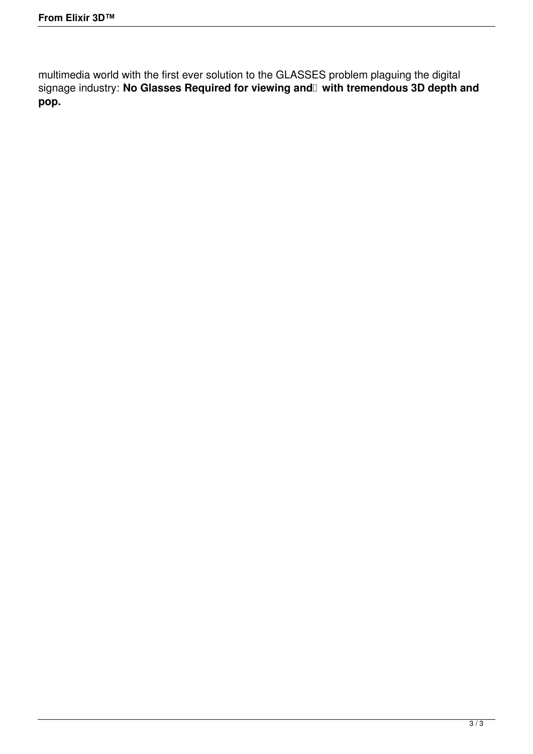multimedia world with the first ever solution to the GLASSES problem plaguing the digital signage industry: **No Glasses Required for viewing and  with tremendous 3D depth and pop.**